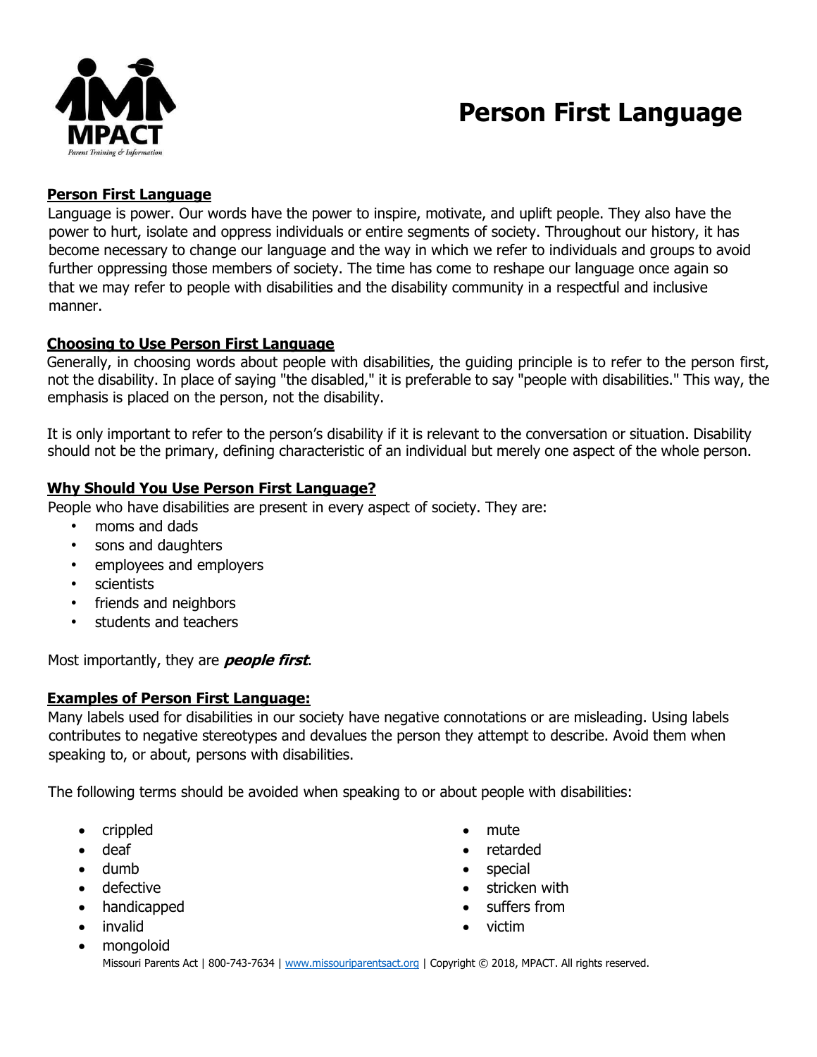# Person First Language

## Person First Language

Language is power. Our words have the power to inspire, motivate, and uplift people. They also have the power to hurt, isolate and oppress individuals or entire segments of society. Throughout our history, it has become necessary to change our language and the way in which we refer to individuals and groups to avoid further oppressing those members of society. The time has come to reshape our language once again so that we may refer to people with disabilities and the disability community in a respectful and inclusive manner.

## Choosing to Use Person First Language

Generally, in choosing words about people with disabilities, the guiding principle is to refer to the person first, not the disability. In place of saying "the disabled," it is preferable to say "people with disabilities." This way, the emphasis is placed on the person, not the disability.

It is only important to refer to the person's disability if it is relevant to the conversation or situation. Disability should not be the primary, defining characteristic of an individual but merely one aspect of the whole person.

## Why Should You Use Person First Language?

People who have disabilities are present in every aspect of society. They are:

- moms and dads
- sons and daughters
- employees and employers
- scientists
- friends and neighbors
- students and teachers

Most importantly, they are ***people first***.

## Examples of Person First Language:

Many labels used for disabilities in our society have negative connotations or are misleading. Using labels contributes to negative stereotypes and devalues the person they attempt to describe. Avoid them when speaking to, or about, persons with disabilities.

The following terms should be avoided when speaking to or about people with disabilities:

- crippled
- deaf
- dumb
- defective
- handicapped
- invalid
- mongoloid
- mute
- retarded
- special
- stricken with
- suffers from
- victim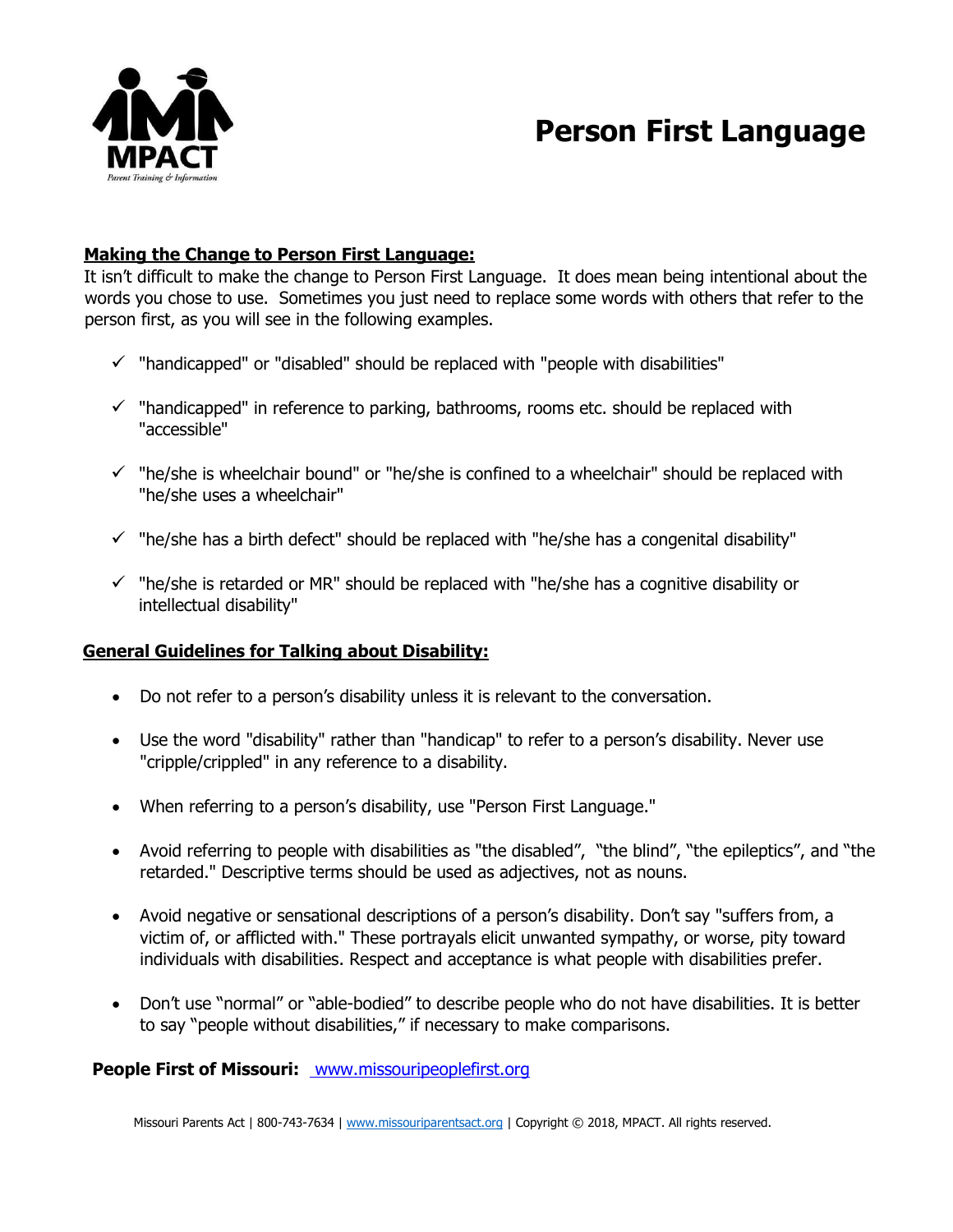# Person First Language

**Making the Change to Person First Language:**

It isn't difficult to make the change to Person First Language. It does mean being intentional about the words you chose to use. Sometimes you just need to replace some words with others that refer to the person first, as you will see in the following examples.

- ✓ "handicapped" or "disabled" should be replaced with "people with disabilities"
- ✓ "handicapped" in reference to parking, bathrooms, rooms etc. should be replaced with "accessible"
- ✓ "he/she is wheelchair bound" or "he/she is confined to a wheelchair" should be replaced with "he/she uses a wheelchair"
- ✓ "he/she has a birth defect" should be replaced with "he/she has a congenital disability"
- ✓ "he/she is retarded or MR" should be replaced with "he/she has a cognitive disability or intellectual disability"

**General Guidelines for Talking about Disability:**

- Do not refer to a person's disability unless it is relevant to the conversation.
- Use the word "disability" rather than "handicap" to refer to a person's disability. Never use "cripple/crippled" in any reference to a disability.
- When referring to a person's disability, use "Person First Language."
- Avoid referring to people with disabilities as "the disabled", "the blind", "the epileptics", and "the retarded." Descriptive terms should be used as adjectives, not as nouns.
- Avoid negative or sensational descriptions of a person's disability. Don't say "suffers from, a victim of, or afflicted with." These portrayals elicit unwanted sympathy, or worse, pity toward individuals with disabilities. Respect and acceptance is what people with disabilities prefer.
- Don't use "normal" or "able-bodied" to describe people who do not have disabilities. It is better to say "people without disabilities," if necessary to make comparisons.

**People First of Missouri:** www.missouripeoplefirst.org

Missouri Parents Act | 800-743-7634 | www.missouriparentsact.org | Copyright © 2018, MPACT. All rights reserved.